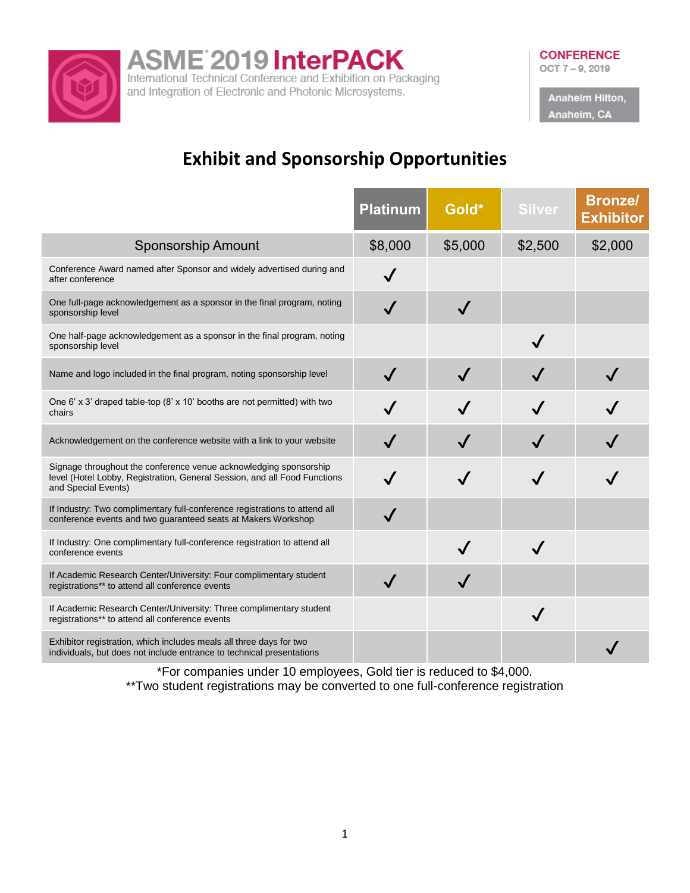# ASME 2019 InterPACK

International Technical Conference and Exhibition on Packaging and Integration of Electronic and Photonic Microsystems.

**CONFERENCE**
OCT 7 – 9, 2019

Anaheim Hilton, Anaheim, CA

## Exhibit and Sponsorship Opportunities

| | Platinum | Gold* | Silver | Bronze/ Exhibitor |
|---|---|---|---|---|
| Sponsorship Amount | $8,000 | $5,000 | $2,500 | $2,000 |
| Conference Award named after Sponsor and widely advertised during and after conference | ✓ | | | |
| One full-page acknowledgement as a sponsor in the final program, noting sponsorship level | ✓ | ✓ | | |
| One half-page acknowledgement as a sponsor in the final program, noting sponsorship level | | | ✓ | |
| Name and logo included in the final program, noting sponsorship level | ✓ | ✓ | ✓ | ✓ |
| One 6' x 3' draped table-top (8' x 10' booths are not permitted) with two chairs | ✓ | ✓ | ✓ | ✓ |
| Acknowledgement on the conference website with a link to your website | ✓ | ✓ | ✓ | ✓ |
| Signage throughout the conference venue acknowledging sponsorship level (Hotel Lobby, Registration, General Session, and all Food Functions and Special Events) | ✓ | ✓ | ✓ | ✓ |
| If Industry: Two complimentary full-conference registrations to attend all conference events and two guaranteed seats at Makers Workshop | ✓ | | | |
| If Industry: One complimentary full-conference registration to attend all conference events | | ✓ | ✓ | |
| If Academic Research Center/University: Four complimentary student registrations** to attend all conference events | ✓ | ✓ | | |
| If Academic Research Center/University: Three complimentary student registrations** to attend all conference events | | | ✓ | |
| Exhibitor registration, which includes meals all three days for two individuals, but does not include entrance to technical presentations | | | | ✓ |

*For companies under 10 employees, Gold tier is reduced to $4,000.

**Two student registrations may be converted to one full-conference registration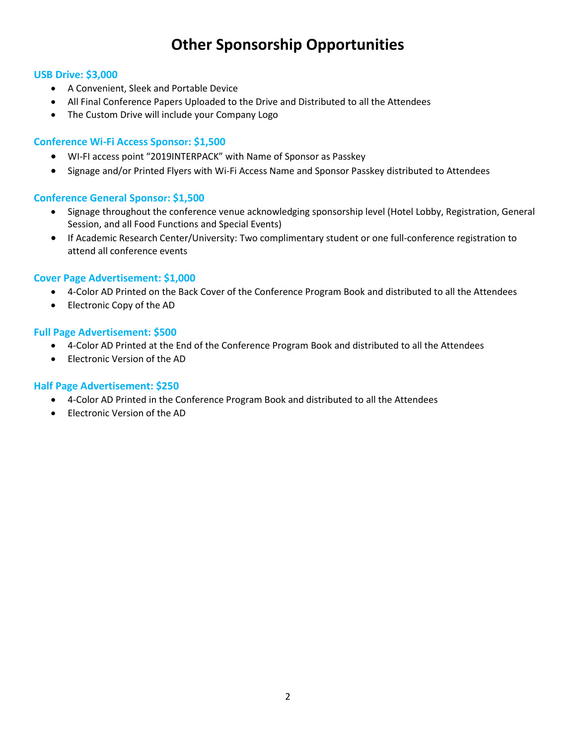# Other Sponsorship Opportunities

### USB Drive: $3,000

- A Convenient, Sleek and Portable Device
- All Final Conference Papers Uploaded to the Drive and Distributed to all the Attendees
- The Custom Drive will include your Company Logo

### Conference Wi-Fi Access Sponsor: $1,500

- WI-FI access point "2019INTERPACK" with Name of Sponsor as Passkey
- Signage and/or Printed Flyers with Wi-Fi Access Name and Sponsor Passkey distributed to Attendees

### Conference General Sponsor: $1,500

- Signage throughout the conference venue acknowledging sponsorship level (Hotel Lobby, Registration, General Session, and all Food Functions and Special Events)
- If Academic Research Center/University: Two complimentary student or one full-conference registration to attend all conference events

### Cover Page Advertisement: $1,000

- 4-Color AD Printed on the Back Cover of the Conference Program Book and distributed to all the Attendees
- Electronic Copy of the AD

### Full Page Advertisement: $500

- 4-Color AD Printed at the End of the Conference Program Book and distributed to all the Attendees
- Electronic Version of the AD

### Half Page Advertisement: $250

- 4-Color AD Printed in the Conference Program Book and distributed to all the Attendees
- Electronic Version of the AD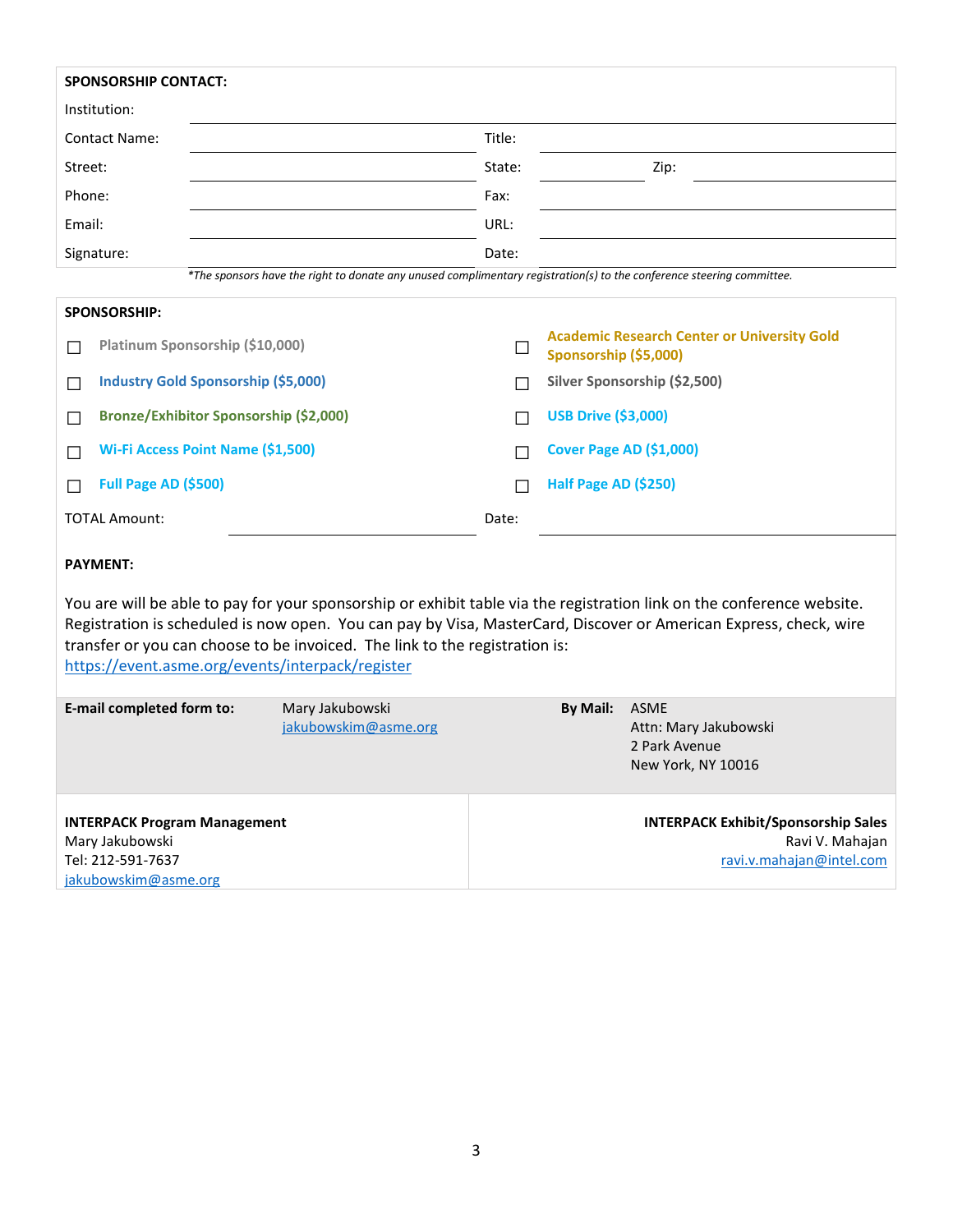**SPONSORSHIP CONTACT:**

| | | | | | |
|---|---|---|---|---|---|
| Institution: | | | | | |
| Contact Name: | | Title: | | | |
| Street: | | State: | | Zip: | |
| Phone: | | Fax: | | | |
| Email: | | URL: | | | |
| Signature: | | Date: | | | |

*\*The sponsors have the right to donate any unused complimentary registration(s) to the conference steering committee.*

**SPONSORSHIP:**

- ☐ **Platinum Sponsorship ($10,000)**
- ☐ **Academic Research Center or University Gold Sponsorship ($5,000)**
- ☐ **Industry Gold Sponsorship ($5,000)**
- ☐ **Silver Sponsorship ($2,500)**
- ☐ **Bronze/Exhibitor Sponsorship ($2,000)**
- ☐ **USB Drive ($3,000)**
- ☐ **Wi-Fi Access Point Name ($1,500)**
- ☐ **Cover Page AD ($1,000)**
- ☐ **Full Page AD ($500)**
- ☐ **Half Page AD ($250)**

TOTAL Amount: ____________________ Date: ____________________

**PAYMENT:**

You are will be able to pay for your sponsorship or exhibit table via the registration link on the conference website. Registration is scheduled is now open. You can pay by Visa, MasterCard, Discover or American Express, check, wire transfer or you can choose to be invoiced. The link to the registration is: https://event.asme.org/events/interpack/register

**E-mail completed form to:** Mary Jakubowski
jakubowskim@asme.org

**By Mail:** ASME
Attn: Mary Jakubowski
2 Park Avenue
New York, NY 10016

**INTERPACK Program Management**
Mary Jakubowski
Tel: 212-591-7637
jakubowskim@asme.org

**INTERPACK Exhibit/Sponsorship Sales**
Ravi V. Mahajan
ravi.v.mahajan@intel.com